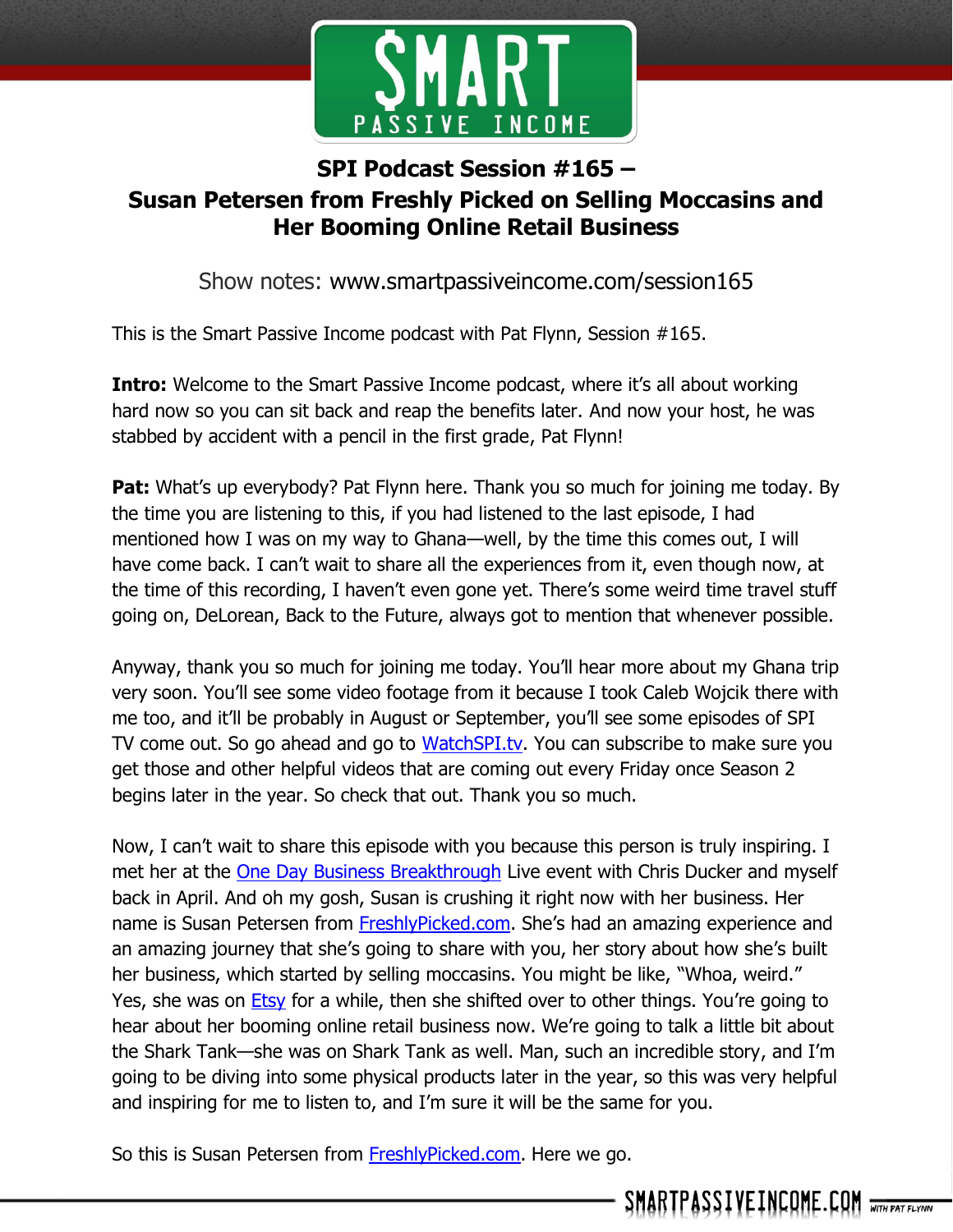# SPI Podcast Session #165 – Susan Petersen from Freshly Picked on Selling Moccasins and Her Booming Online Retail Business

Show notes: www.smartpassiveincome.com/session165

This is the Smart Passive Income podcast with Pat Flynn, Session #165.

**Intro:** Welcome to the Smart Passive Income podcast, where it's all about working hard now so you can sit back and reap the benefits later. And now your host, he was stabbed by accident with a pencil in the first grade, Pat Flynn!

**Pat:** What's up everybody? Pat Flynn here. Thank you so much for joining me today. By the time you are listening to this, if you had listened to the last episode, I had mentioned how I was on my way to Ghana—well, by the time this comes out, I will have come back. I can't wait to share all the experiences from it, even though now, at the time of this recording, I haven't even gone yet. There's some weird time travel stuff going on, DeLorean, Back to the Future, always got to mention that whenever possible.

Anyway, thank you so much for joining me today. You'll hear more about my Ghana trip very soon. You'll see some video footage from it because I took Caleb Wojcik there with me too, and it'll be probably in August or September, you'll see some episodes of SPI TV come out. So go ahead and go to WatchSPI.tv. You can subscribe to make sure you get those and other helpful videos that are coming out every Friday once Season 2 begins later in the year. So check that out. Thank you so much.

Now, I can't wait to share this episode with you because this person is truly inspiring. I met her at the One Day Business Breakthrough Live event with Chris Ducker and myself back in April. And oh my gosh, Susan is crushing it right now with her business. Her name is Susan Petersen from FreshlyPicked.com. She's had an amazing experience and an amazing journey that she's going to share with you, her story about how she's built her business, which started by selling moccasins. You might be like, "Whoa, weird." Yes, she was on Etsy for a while, then she shifted over to other things. You're going to hear about her booming online retail business now. We're going to talk a little bit about the Shark Tank—she was on Shark Tank as well. Man, such an incredible story, and I'm going to be diving into some physical products later in the year, so this was very helpful and inspiring for me to listen to, and I'm sure it will be the same for you.

So this is Susan Petersen from FreshlyPicked.com. Here we go.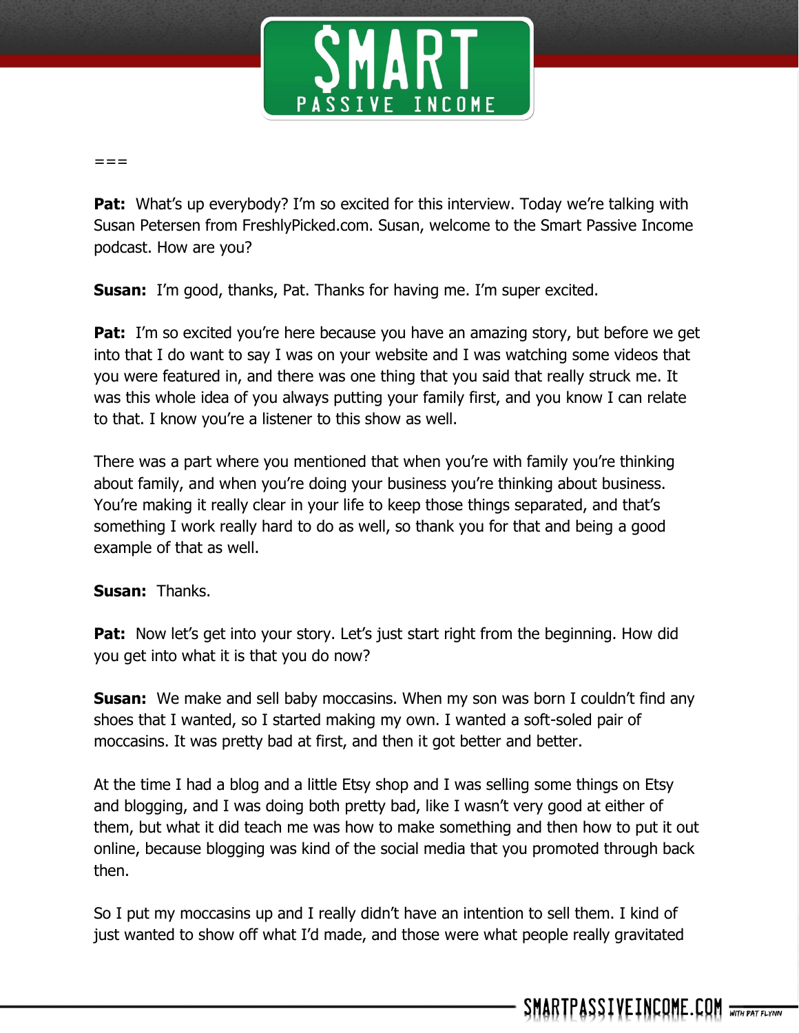===

**Pat:** What's up everybody? I'm so excited for this interview. Today we're talking with Susan Petersen from FreshlyPicked.com. Susan, welcome to the Smart Passive Income podcast. How are you?

**Susan:** I'm good, thanks, Pat. Thanks for having me. I'm super excited.

**Pat:** I'm so excited you're here because you have an amazing story, but before we get into that I do want to say I was on your website and I was watching some videos that you were featured in, and there was one thing that you said that really struck me. It was this whole idea of you always putting your family first, and you know I can relate to that. I know you're a listener to this show as well.

There was a part where you mentioned that when you're with family you're thinking about family, and when you're doing your business you're thinking about business. You're making it really clear in your life to keep those things separated, and that's something I work really hard to do as well, so thank you for that and being a good example of that as well.

**Susan:** Thanks.

**Pat:** Now let's get into your story. Let's just start right from the beginning. How did you get into what it is that you do now?

**Susan:** We make and sell baby moccasins. When my son was born I couldn't find any shoes that I wanted, so I started making my own. I wanted a soft-soled pair of moccasins. It was pretty bad at first, and then it got better and better.

At the time I had a blog and a little Etsy shop and I was selling some things on Etsy and blogging, and I was doing both pretty bad, like I wasn't very good at either of them, but what it did teach me was how to make something and then how to put it out online, because blogging was kind of the social media that you promoted through back then.

So I put my moccasins up and I really didn't have an intention to sell them. I kind of just wanted to show off what I'd made, and those were what people really gravitated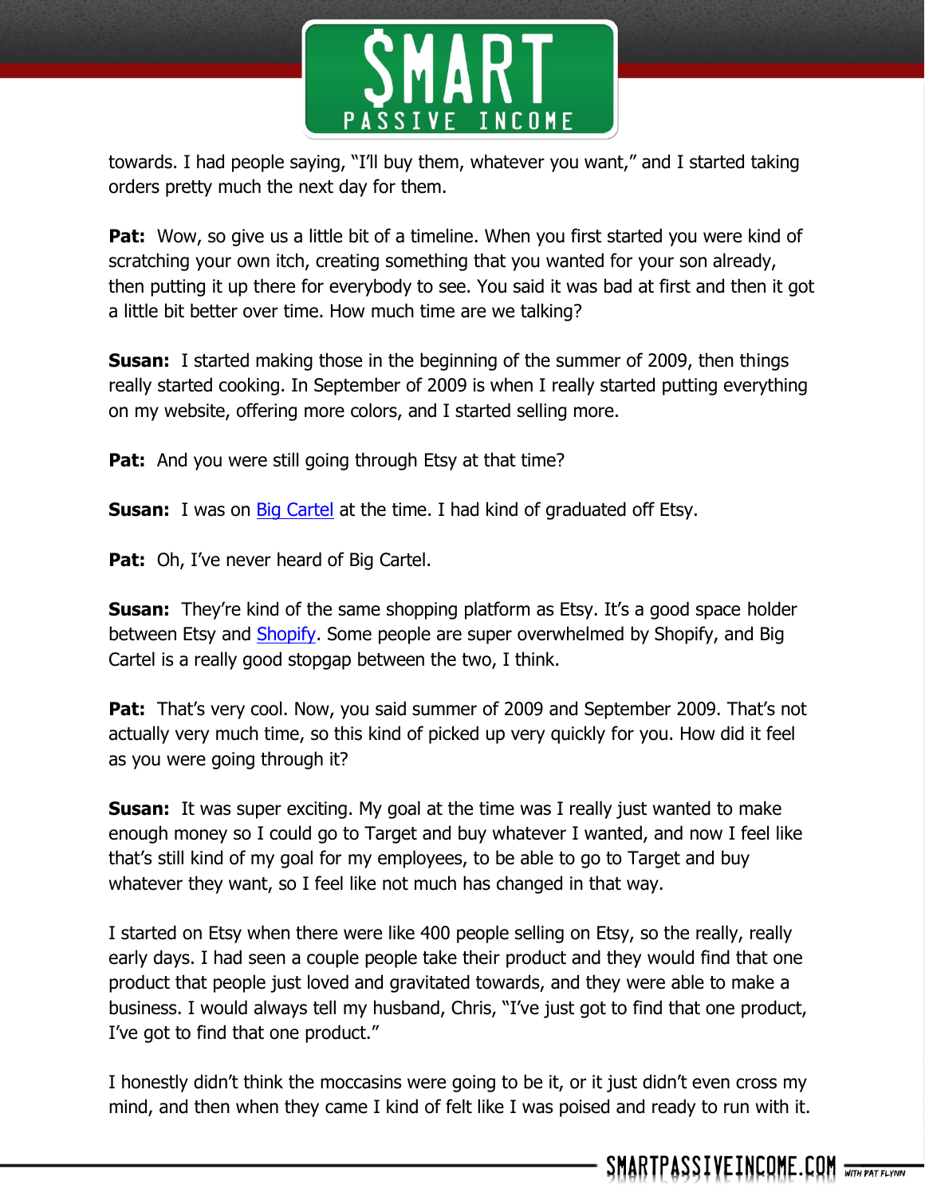towards. I had people saying, "I'll buy them, whatever you want," and I started taking orders pretty much the next day for them.

**Pat:** Wow, so give us a little bit of a timeline. When you first started you were kind of scratching your own itch, creating something that you wanted for your son already, then putting it up there for everybody to see. You said it was bad at first and then it got a little bit better over time. How much time are we talking?

**Susan:** I started making those in the beginning of the summer of 2009, then things really started cooking. In September of 2009 is when I really started putting everything on my website, offering more colors, and I started selling more.

**Pat:** And you were still going through Etsy at that time?

**Susan:** I was on [Big Cartel]() at the time. I had kind of graduated off Etsy.

**Pat:** Oh, I've never heard of Big Cartel.

**Susan:** They're kind of the same shopping platform as Etsy. It's a good space holder between Etsy and [Shopify](). Some people are super overwhelmed by Shopify, and Big Cartel is a really good stopgap between the two, I think.

**Pat:** That's very cool. Now, you said summer of 2009 and September 2009. That's not actually very much time, so this kind of picked up very quickly for you. How did it feel as you were going through it?

**Susan:** It was super exciting. My goal at the time was I really just wanted to make enough money so I could go to Target and buy whatever I wanted, and now I feel like that's still kind of my goal for my employees, to be able to go to Target and buy whatever they want, so I feel like not much has changed in that way.

I started on Etsy when there were like 400 people selling on Etsy, so the really, really early days. I had seen a couple people take their product and they would find that one product that people just loved and gravitated towards, and they were able to make a business. I would always tell my husband, Chris, "I've just got to find that one product, I've got to find that one product."

I honestly didn't think the moccasins were going to be it, or it just didn't even cross my mind, and then when they came I kind of felt like I was poised and ready to run with it.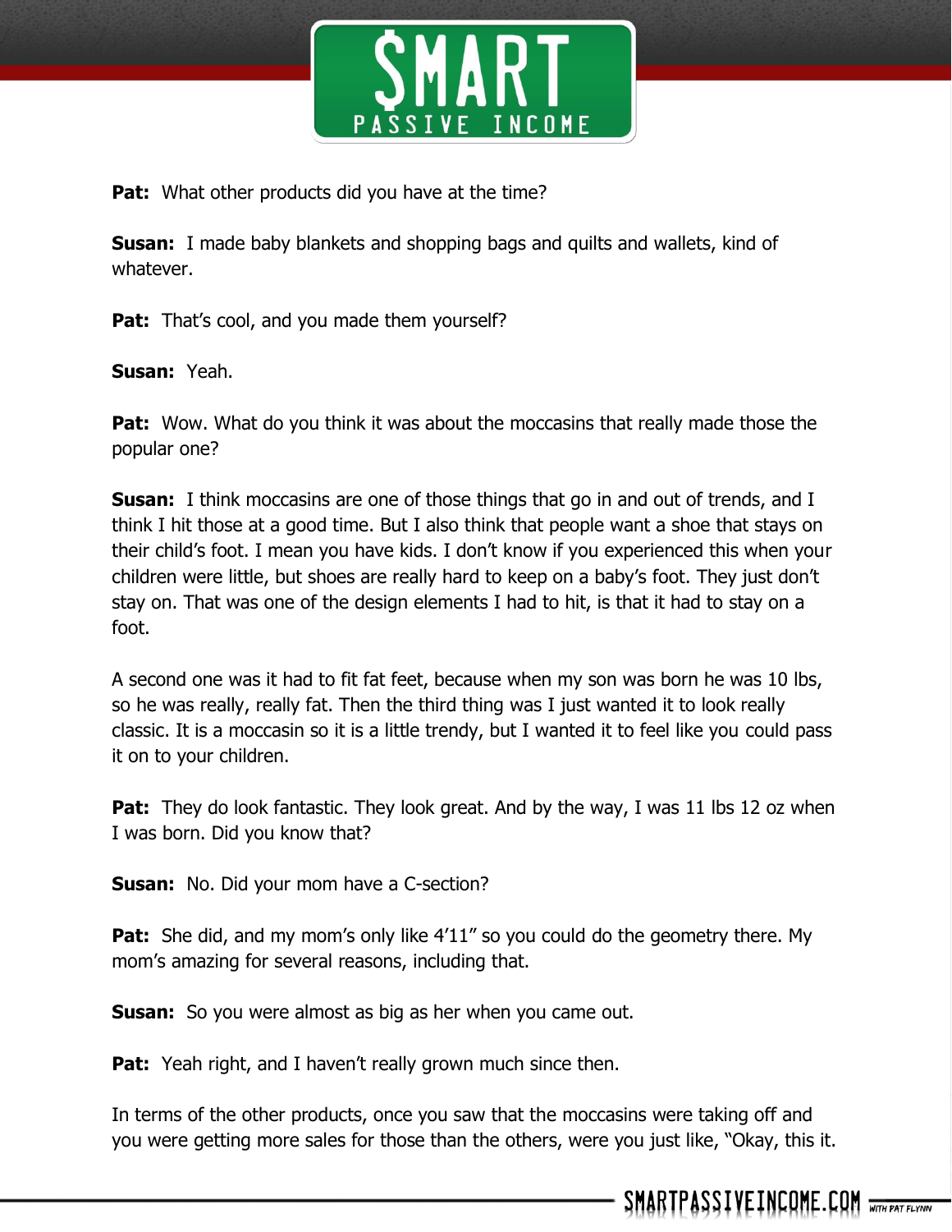**Pat:** What other products did you have at the time?

**Susan:** I made baby blankets and shopping bags and quilts and wallets, kind of whatever.

**Pat:** That's cool, and you made them yourself?

**Susan:** Yeah.

**Pat:** Wow. What do you think it was about the moccasins that really made those the popular one?

**Susan:** I think moccasins are one of those things that go in and out of trends, and I think I hit those at a good time. But I also think that people want a shoe that stays on their child's foot. I mean you have kids. I don't know if you experienced this when your children were little, but shoes are really hard to keep on a baby's foot. They just don't stay on. That was one of the design elements I had to hit, is that it had to stay on a foot.

A second one was it had to fit fat feet, because when my son was born he was 10 lbs, so he was really, really fat. Then the third thing was I just wanted it to look really classic. It is a moccasin so it is a little trendy, but I wanted it to feel like you could pass it on to your children.

**Pat:** They do look fantastic. They look great. And by the way, I was 11 lbs 12 oz when I was born. Did you know that?

**Susan:** No. Did your mom have a C-section?

**Pat:** She did, and my mom's only like 4'11" so you could do the geometry there. My mom's amazing for several reasons, including that.

**Susan:** So you were almost as big as her when you came out.

**Pat:** Yeah right, and I haven't really grown much since then.

In terms of the other products, once you saw that the moccasins were taking off and you were getting more sales for those than the others, were you just like, "Okay, this it.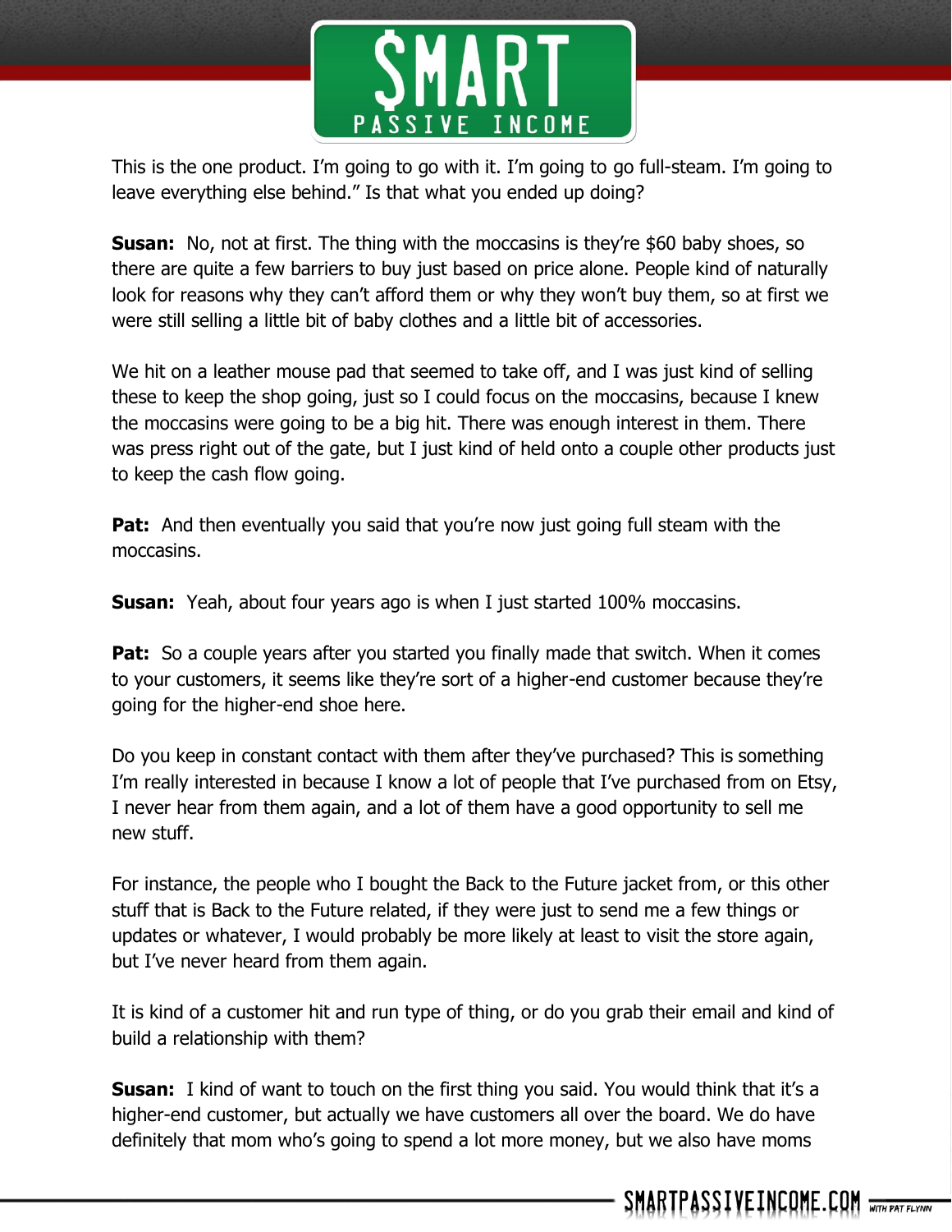This is the one product. I'm going to go with it. I'm going to go full-steam. I'm going to leave everything else behind." Is that what you ended up doing?

**Susan:** No, not at first. The thing with the moccasins is they're $60 baby shoes, so there are quite a few barriers to buy just based on price alone. People kind of naturally look for reasons why they can't afford them or why they won't buy them, so at first we were still selling a little bit of baby clothes and a little bit of accessories.

We hit on a leather mouse pad that seemed to take off, and I was just kind of selling these to keep the shop going, just so I could focus on the moccasins, because I knew the moccasins were going to be a big hit. There was enough interest in them. There was press right out of the gate, but I just kind of held onto a couple other products just to keep the cash flow going.

**Pat:** And then eventually you said that you're now just going full steam with the moccasins.

**Susan:** Yeah, about four years ago is when I just started 100% moccasins.

**Pat:** So a couple years after you started you finally made that switch. When it comes to your customers, it seems like they're sort of a higher-end customer because they're going for the higher-end shoe here.

Do you keep in constant contact with them after they've purchased? This is something I'm really interested in because I know a lot of people that I've purchased from on Etsy, I never hear from them again, and a lot of them have a good opportunity to sell me new stuff.

For instance, the people who I bought the Back to the Future jacket from, or this other stuff that is Back to the Future related, if they were just to send me a few things or updates or whatever, I would probably be more likely at least to visit the store again, but I've never heard from them again.

It is kind of a customer hit and run type of thing, or do you grab their email and kind of build a relationship with them?

**Susan:** I kind of want to touch on the first thing you said. You would think that it's a higher-end customer, but actually we have customers all over the board. We do have definitely that mom who's going to spend a lot more money, but we also have moms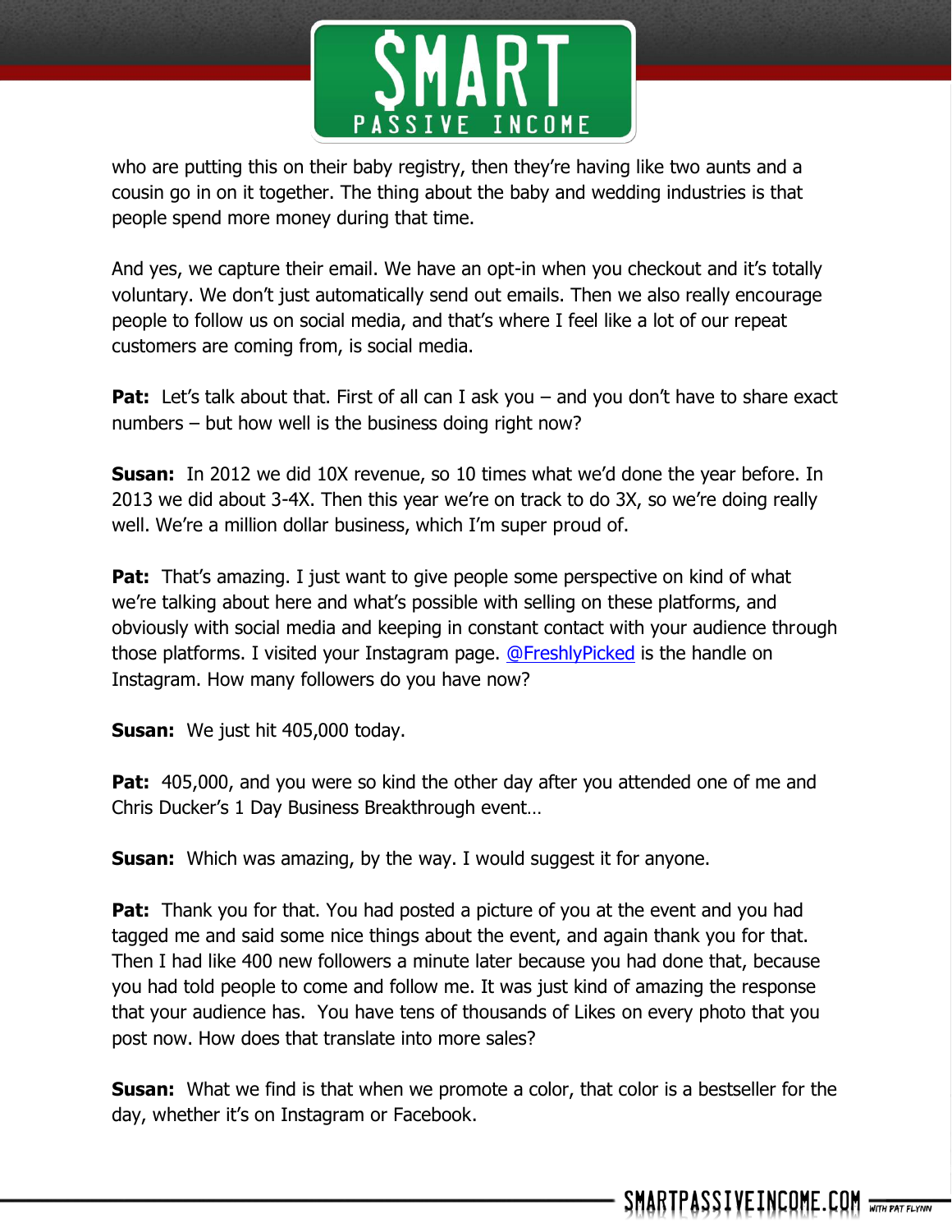who are putting this on their baby registry, then they're having like two aunts and a cousin go in on it together. The thing about the baby and wedding industries is that people spend more money during that time.

And yes, we capture their email. We have an opt-in when you checkout and it's totally voluntary. We don't just automatically send out emails. Then we also really encourage people to follow us on social media, and that's where I feel like a lot of our repeat customers are coming from, is social media.

**Pat:** Let's talk about that. First of all can I ask you – and you don't have to share exact numbers – but how well is the business doing right now?

**Susan:** In 2012 we did 10X revenue, so 10 times what we'd done the year before. In 2013 we did about 3-4X. Then this year we're on track to do 3X, so we're doing really well. We're a million dollar business, which I'm super proud of.

**Pat:** That's amazing. I just want to give people some perspective on kind of what we're talking about here and what's possible with selling on these platforms, and obviously with social media and keeping in constant contact with your audience through those platforms. I visited your Instagram page. [@FreshlyPicked] is the handle on Instagram. How many followers do you have now?

**Susan:** We just hit 405,000 today.

**Pat:** 405,000, and you were so kind the other day after you attended one of me and Chris Ducker's 1 Day Business Breakthrough event…

**Susan:** Which was amazing, by the way. I would suggest it for anyone.

**Pat:** Thank you for that. You had posted a picture of you at the event and you had tagged me and said some nice things about the event, and again thank you for that. Then I had like 400 new followers a minute later because you had done that, because you had told people to come and follow me. It was just kind of amazing the response that your audience has. You have tens of thousands of Likes on every photo that you post now. How does that translate into more sales?

**Susan:** What we find is that when we promote a color, that color is a bestseller for the day, whether it's on Instagram or Facebook.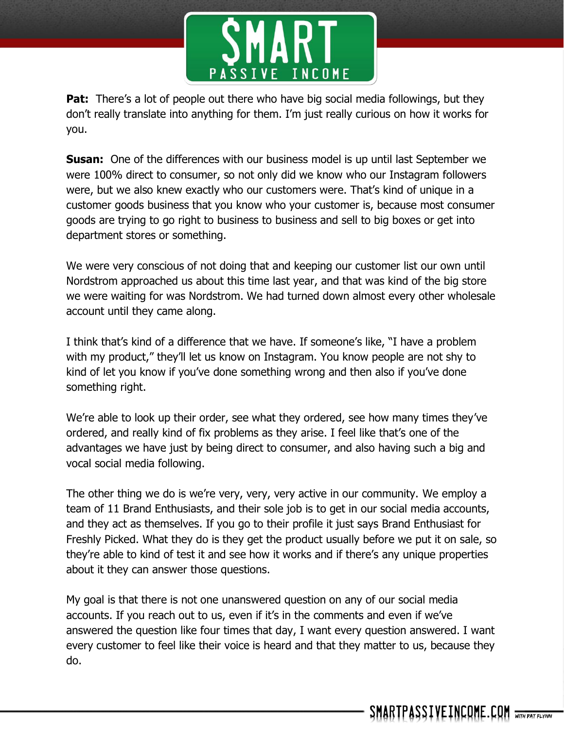**Pat:** There's a lot of people out there who have big social media followings, but they don't really translate into anything for them. I'm just really curious on how it works for you.

**Susan:** One of the differences with our business model is up until last September we were 100% direct to consumer, so not only did we know who our Instagram followers were, but we also knew exactly who our customers were. That's kind of unique in a customer goods business that you know who your customer is, because most consumer goods are trying to go right to business to business and sell to big boxes or get into department stores or something.

We were very conscious of not doing that and keeping our customer list our own until Nordstrom approached us about this time last year, and that was kind of the big store we were waiting for was Nordstrom. We had turned down almost every other wholesale account until they came along.

I think that's kind of a difference that we have. If someone's like, "I have a problem with my product," they'll let us know on Instagram. You know people are not shy to kind of let you know if you've done something wrong and then also if you've done something right.

We're able to look up their order, see what they ordered, see how many times they've ordered, and really kind of fix problems as they arise. I feel like that's one of the advantages we have just by being direct to consumer, and also having such a big and vocal social media following.

The other thing we do is we're very, very, very active in our community. We employ a team of 11 Brand Enthusiasts, and their sole job is to get in our social media accounts, and they act as themselves. If you go to their profile it just says Brand Enthusiast for Freshly Picked. What they do is they get the product usually before we put it on sale, so they're able to kind of test it and see how it works and if there's any unique properties about it they can answer those questions.

My goal is that there is not one unanswered question on any of our social media accounts. If you reach out to us, even if it's in the comments and even if we've answered the question like four times that day, I want every question answered. I want every customer to feel like their voice is heard and that they matter to us, because they do.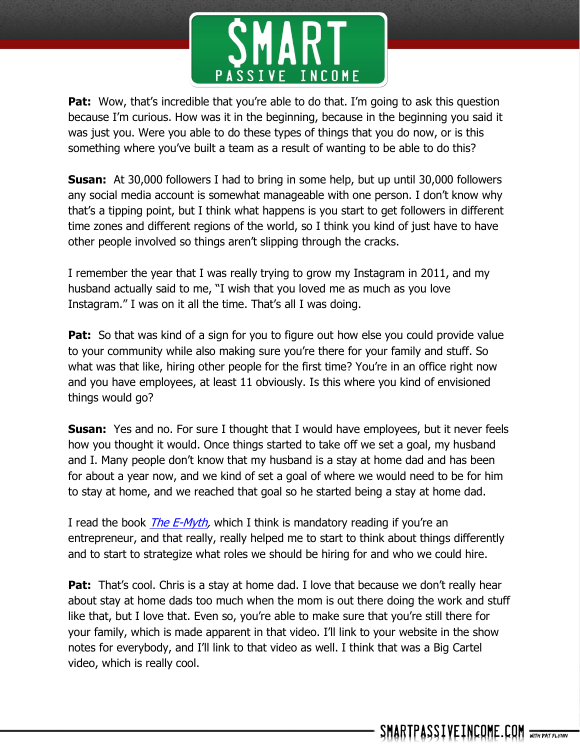**Pat:** Wow, that's incredible that you're able to do that. I'm going to ask this question because I'm curious. How was it in the beginning, because in the beginning you said it was just you. Were you able to do these types of things that you do now, or is this something where you've built a team as a result of wanting to be able to do this?

**Susan:** At 30,000 followers I had to bring in some help, but up until 30,000 followers any social media account is somewhat manageable with one person. I don't know why that's a tipping point, but I think what happens is you start to get followers in different time zones and different regions of the world, so I think you kind of just have to have other people involved so things aren't slipping through the cracks.

I remember the year that I was really trying to grow my Instagram in 2011, and my husband actually said to me, "I wish that you loved me as much as you love Instagram." I was on it all the time. That's all I was doing.

**Pat:** So that was kind of a sign for you to figure out how else you could provide value to your community while also making sure you're there for your family and stuff. So what was that like, hiring other people for the first time? You're in an office right now and you have employees, at least 11 obviously. Is this where you kind of envisioned things would go?

**Susan:** Yes and no. For sure I thought that I would have employees, but it never feels how you thought it would. Once things started to take off we set a goal, my husband and I. Many people don't know that my husband is a stay at home dad and has been for about a year now, and we kind of set a goal of where we would need to be for him to stay at home, and we reached that goal so he started being a stay at home dad.

I read the book *The E-Myth*, which I think is mandatory reading if you're an entrepreneur, and that really, really helped me to start to think about things differently and to start to strategize what roles we should be hiring for and who we could hire.

**Pat:** That's cool. Chris is a stay at home dad. I love that because we don't really hear about stay at home dads too much when the mom is out there doing the work and stuff like that, but I love that. Even so, you're able to make sure that you're still there for your family, which is made apparent in that video. I'll link to your website in the show notes for everybody, and I'll link to that video as well. I think that was a Big Cartel video, which is really cool.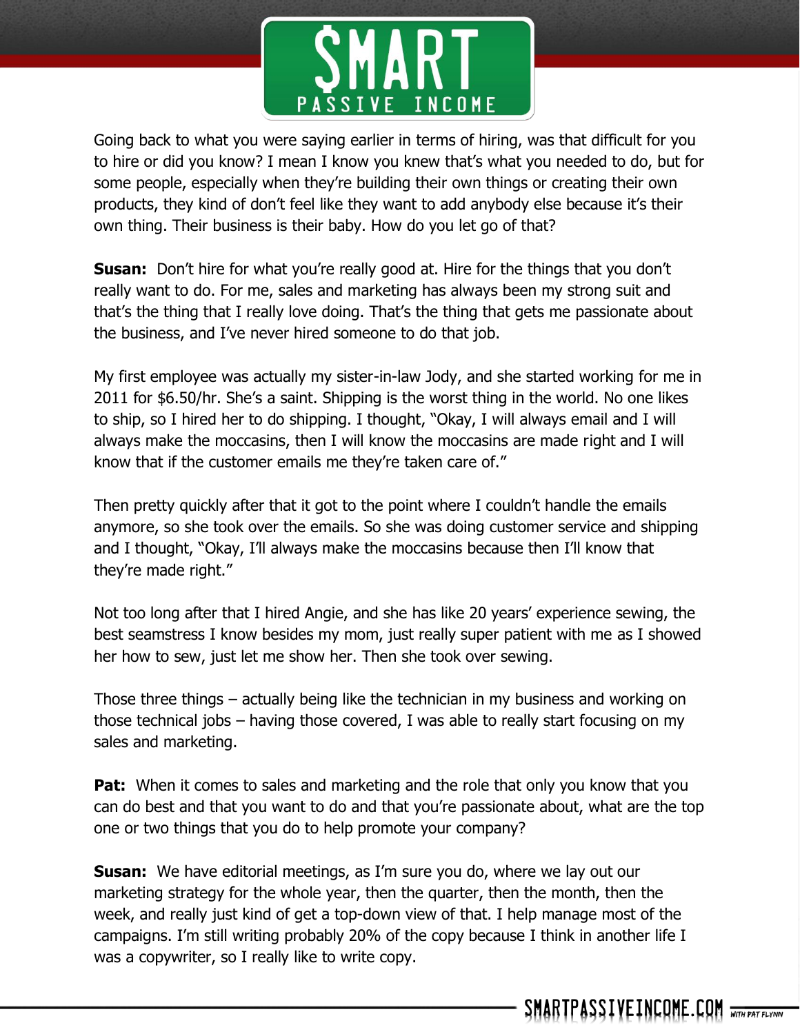Going back to what you were saying earlier in terms of hiring, was that difficult for you to hire or did you know? I mean I know you knew that's what you needed to do, but for some people, especially when they're building their own things or creating their own products, they kind of don't feel like they want to add anybody else because it's their own thing. Their business is their baby. How do you let go of that?

**Susan:** Don't hire for what you're really good at. Hire for the things that you don't really want to do. For me, sales and marketing has always been my strong suit and that's the thing that I really love doing. That's the thing that gets me passionate about the business, and I've never hired someone to do that job.

My first employee was actually my sister-in-law Jody, and she started working for me in 2011 for $6.50/hr. She's a saint. Shipping is the worst thing in the world. No one likes to ship, so I hired her to do shipping. I thought, "Okay, I will always email and I will always make the moccasins, then I will know the moccasins are made right and I will know that if the customer emails me they're taken care of."

Then pretty quickly after that it got to the point where I couldn't handle the emails anymore, so she took over the emails. So she was doing customer service and shipping and I thought, "Okay, I'll always make the moccasins because then I'll know that they're made right."

Not too long after that I hired Angie, and she has like 20 years' experience sewing, the best seamstress I know besides my mom, just really super patient with me as I showed her how to sew, just let me show her. Then she took over sewing.

Those three things – actually being like the technician in my business and working on those technical jobs – having those covered, I was able to really start focusing on my sales and marketing.

**Pat:** When it comes to sales and marketing and the role that only you know that you can do best and that you want to do and that you're passionate about, what are the top one or two things that you do to help promote your company?

**Susan:** We have editorial meetings, as I'm sure you do, where we lay out our marketing strategy for the whole year, then the quarter, then the month, then the week, and really just kind of get a top-down view of that. I help manage most of the campaigns. I'm still writing probably 20% of the copy because I think in another life I was a copywriter, so I really like to write copy.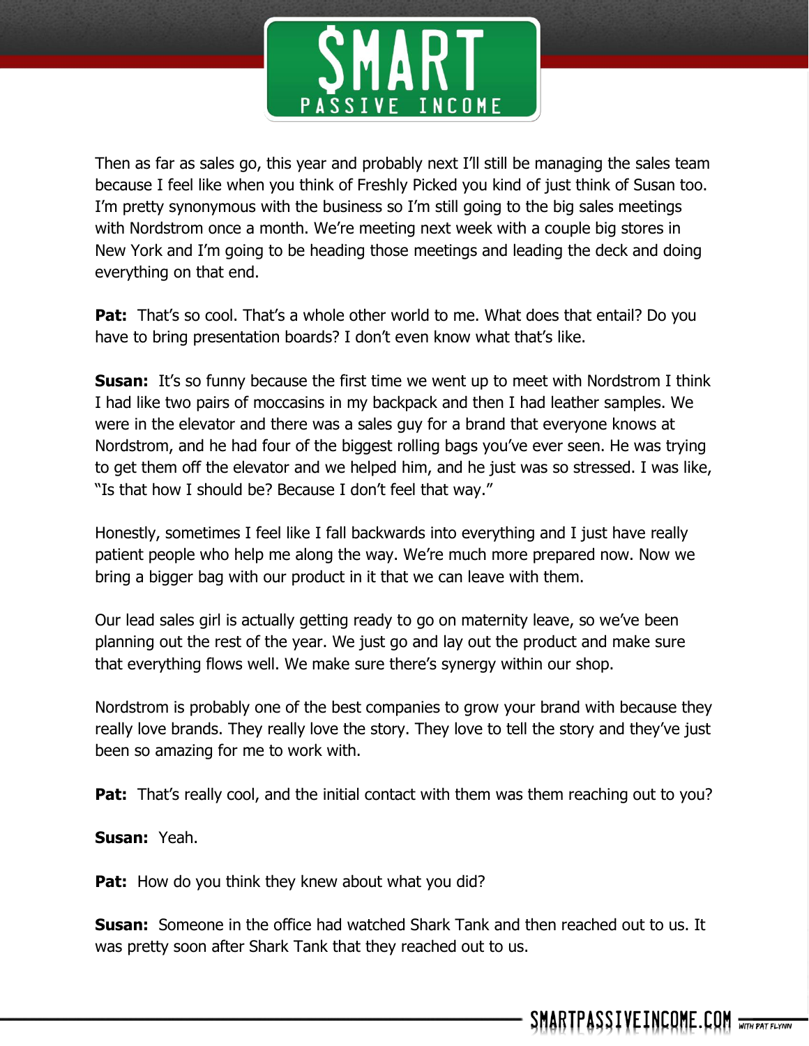Then as far as sales go, this year and probably next I'll still be managing the sales team because I feel like when you think of Freshly Picked you kind of just think of Susan too. I'm pretty synonymous with the business so I'm still going to the big sales meetings with Nordstrom once a month. We're meeting next week with a couple big stores in New York and I'm going to be heading those meetings and leading the deck and doing everything on that end.

**Pat:** That's so cool. That's a whole other world to me. What does that entail? Do you have to bring presentation boards? I don't even know what that's like.

**Susan:** It's so funny because the first time we went up to meet with Nordstrom I think I had like two pairs of moccasins in my backpack and then I had leather samples. We were in the elevator and there was a sales guy for a brand that everyone knows at Nordstrom, and he had four of the biggest rolling bags you've ever seen. He was trying to get them off the elevator and we helped him, and he just was so stressed. I was like, "Is that how I should be? Because I don't feel that way."

Honestly, sometimes I feel like I fall backwards into everything and I just have really patient people who help me along the way. We're much more prepared now. Now we bring a bigger bag with our product in it that we can leave with them.

Our lead sales girl is actually getting ready to go on maternity leave, so we've been planning out the rest of the year. We just go and lay out the product and make sure that everything flows well. We make sure there's synergy within our shop.

Nordstrom is probably one of the best companies to grow your brand with because they really love brands. They really love the story. They love to tell the story and they've just been so amazing for me to work with.

**Pat:** That's really cool, and the initial contact with them was them reaching out to you?

**Susan:** Yeah.

**Pat:** How do you think they knew about what you did?

**Susan:** Someone in the office had watched Shark Tank and then reached out to us. It was pretty soon after Shark Tank that they reached out to us.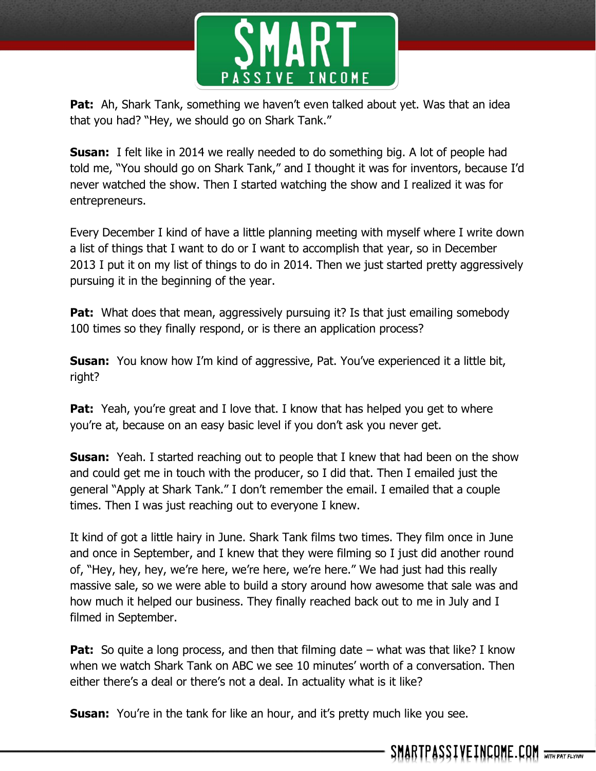**Pat:** Ah, Shark Tank, something we haven't even talked about yet. Was that an idea that you had? "Hey, we should go on Shark Tank."

**Susan:** I felt like in 2014 we really needed to do something big. A lot of people had told me, "You should go on Shark Tank," and I thought it was for inventors, because I'd never watched the show. Then I started watching the show and I realized it was for entrepreneurs.

Every December I kind of have a little planning meeting with myself where I write down a list of things that I want to do or I want to accomplish that year, so in December 2013 I put it on my list of things to do in 2014. Then we just started pretty aggressively pursuing it in the beginning of the year.

**Pat:** What does that mean, aggressively pursuing it? Is that just emailing somebody 100 times so they finally respond, or is there an application process?

**Susan:** You know how I'm kind of aggressive, Pat. You've experienced it a little bit, right?

**Pat:** Yeah, you're great and I love that. I know that has helped you get to where you're at, because on an easy basic level if you don't ask you never get.

**Susan:** Yeah. I started reaching out to people that I knew that had been on the show and could get me in touch with the producer, so I did that. Then I emailed just the general "Apply at Shark Tank." I don't remember the email. I emailed that a couple times. Then I was just reaching out to everyone I knew.

It kind of got a little hairy in June. Shark Tank films two times. They film once in June and once in September, and I knew that they were filming so I just did another round of, "Hey, hey, hey, we're here, we're here, we're here." We had just had this really massive sale, so we were able to build a story around how awesome that sale was and how much it helped our business. They finally reached back out to me in July and I filmed in September.

**Pat:** So quite a long process, and then that filming date – what was that like? I know when we watch Shark Tank on ABC we see 10 minutes' worth of a conversation. Then either there's a deal or there's not a deal. In actuality what is it like?

**Susan:** You're in the tank for like an hour, and it's pretty much like you see.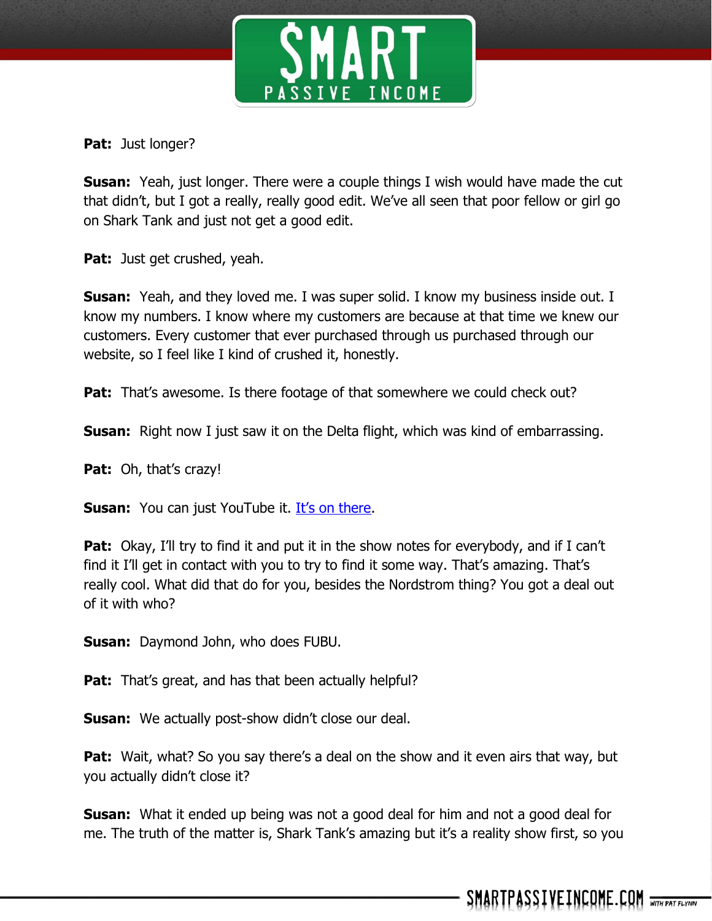**Pat:** Just longer?

**Susan:** Yeah, just longer. There were a couple things I wish would have made the cut that didn't, but I got a really, really good edit. We've all seen that poor fellow or girl go on Shark Tank and just not get a good edit.

**Pat:** Just get crushed, yeah.

**Susan:** Yeah, and they loved me. I was super solid. I know my business inside out. I know my numbers. I know where my customers are because at that time we knew our customers. Every customer that ever purchased through us purchased through our website, so I feel like I kind of crushed it, honestly.

**Pat:** That's awesome. Is there footage of that somewhere we could check out?

**Susan:** Right now I just saw it on the Delta flight, which was kind of embarrassing.

**Pat:** Oh, that's crazy!

**Susan:** You can just YouTube it. It's on there.

**Pat:** Okay, I'll try to find it and put it in the show notes for everybody, and if I can't find it I'll get in contact with you to try to find it some way. That's amazing. That's really cool. What did that do for you, besides the Nordstrom thing? You got a deal out of it with who?

**Susan:** Daymond John, who does FUBU.

**Pat:** That's great, and has that been actually helpful?

**Susan:** We actually post-show didn't close our deal.

**Pat:** Wait, what? So you say there's a deal on the show and it even airs that way, but you actually didn't close it?

**Susan:** What it ended up being was not a good deal for him and not a good deal for me. The truth of the matter is, Shark Tank's amazing but it's a reality show first, so you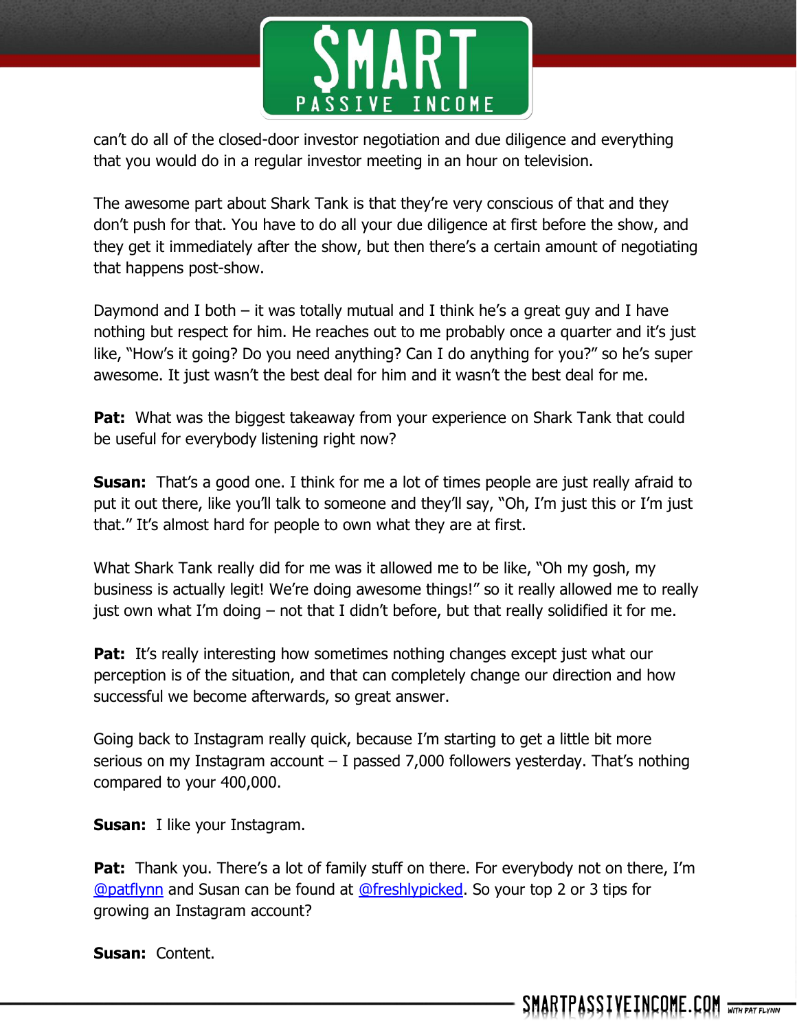can't do all of the closed-door investor negotiation and due diligence and everything that you would do in a regular investor meeting in an hour on television.

The awesome part about Shark Tank is that they're very conscious of that and they don't push for that. You have to do all your due diligence at first before the show, and they get it immediately after the show, but then there's a certain amount of negotiating that happens post-show.

Daymond and I both – it was totally mutual and I think he's a great guy and I have nothing but respect for him. He reaches out to me probably once a quarter and it's just like, "How's it going? Do you need anything? Can I do anything for you?" so he's super awesome. It just wasn't the best deal for him and it wasn't the best deal for me.

**Pat:** What was the biggest takeaway from your experience on Shark Tank that could be useful for everybody listening right now?

**Susan:** That's a good one. I think for me a lot of times people are just really afraid to put it out there, like you'll talk to someone and they'll say, "Oh, I'm just this or I'm just that." It's almost hard for people to own what they are at first.

What Shark Tank really did for me was it allowed me to be like, "Oh my gosh, my business is actually legit! We're doing awesome things!" so it really allowed me to really just own what I'm doing – not that I didn't before, but that really solidified it for me.

**Pat:** It's really interesting how sometimes nothing changes except just what our perception is of the situation, and that can completely change our direction and how successful we become afterwards, so great answer.

Going back to Instagram really quick, because I'm starting to get a little bit more serious on my Instagram account – I passed 7,000 followers yesterday. That's nothing compared to your 400,000.

**Susan:** I like your Instagram.

**Pat:** Thank you. There's a lot of family stuff on there. For everybody not on there, I'm @patflynn and Susan can be found at @freshlypicked. So your top 2 or 3 tips for growing an Instagram account?

**Susan:** Content.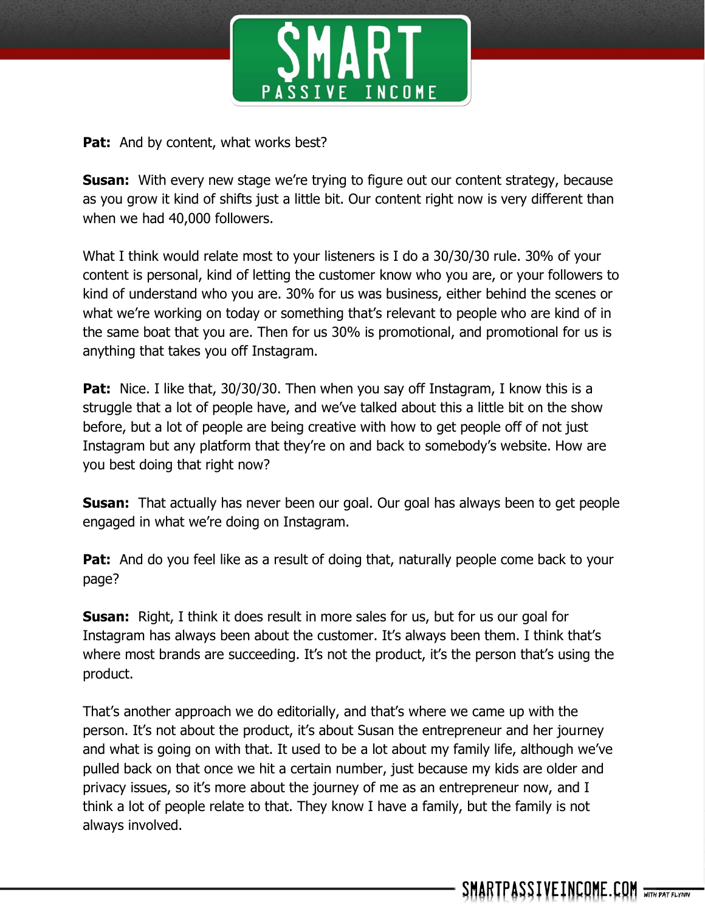**Pat:** And by content, what works best?

**Susan:** With every new stage we're trying to figure out our content strategy, because as you grow it kind of shifts just a little bit. Our content right now is very different than when we had 40,000 followers.

What I think would relate most to your listeners is I do a 30/30/30 rule. 30% of your content is personal, kind of letting the customer know who you are, or your followers to kind of understand who you are. 30% for us was business, either behind the scenes or what we're working on today or something that's relevant to people who are kind of in the same boat that you are. Then for us 30% is promotional, and promotional for us is anything that takes you off Instagram.

**Pat:** Nice. I like that, 30/30/30. Then when you say off Instagram, I know this is a struggle that a lot of people have, and we've talked about this a little bit on the show before, but a lot of people are being creative with how to get people off of not just Instagram but any platform that they're on and back to somebody's website. How are you best doing that right now?

**Susan:** That actually has never been our goal. Our goal has always been to get people engaged in what we're doing on Instagram.

**Pat:** And do you feel like as a result of doing that, naturally people come back to your page?

**Susan:** Right, I think it does result in more sales for us, but for us our goal for Instagram has always been about the customer. It's always been them. I think that's where most brands are succeeding. It's not the product, it's the person that's using the product.

That's another approach we do editorially, and that's where we came up with the person. It's not about the product, it's about Susan the entrepreneur and her journey and what is going on with that. It used to be a lot about my family life, although we've pulled back on that once we hit a certain number, just because my kids are older and privacy issues, so it's more about the journey of me as an entrepreneur now, and I think a lot of people relate to that. They know I have a family, but the family is not always involved.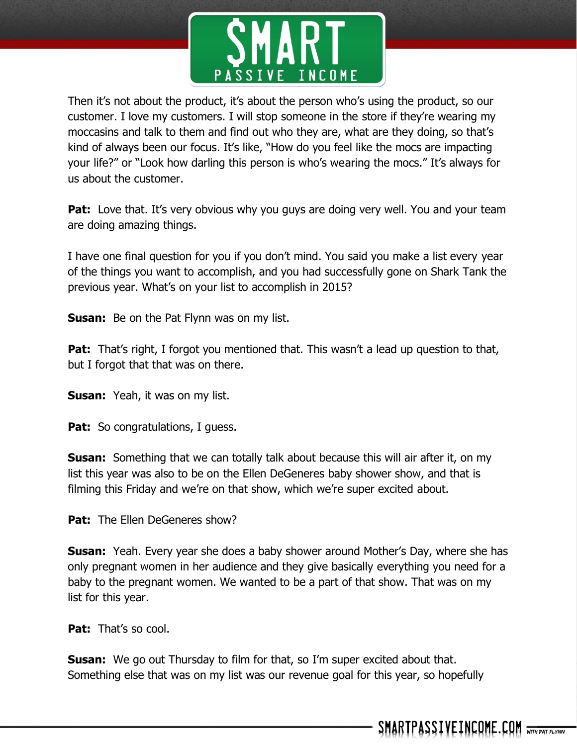Then it's not about the product, it's about the person who's using the product, so our customer. I love my customers. I will stop someone in the store if they're wearing my moccasins and talk to them and find out who they are, what are they doing, so that's kind of always been our focus. It's like, "How do you feel like the mocs are impacting your life?" or "Look how darling this person is who's wearing the mocs." It's always for us about the customer.

**Pat:** Love that. It's very obvious why you guys are doing very well. You and your team are doing amazing things.

I have one final question for you if you don't mind. You said you make a list every year of the things you want to accomplish, and you had successfully gone on Shark Tank the previous year. What's on your list to accomplish in 2015?

**Susan:** Be on the Pat Flynn was on my list.

**Pat:** That's right, I forgot you mentioned that. This wasn't a lead up question to that, but I forgot that that was on there.

**Susan:** Yeah, it was on my list.

**Pat:** So congratulations, I guess.

**Susan:** Something that we can totally talk about because this will air after it, on my list this year was also to be on the Ellen DeGeneres baby shower show, and that is filming this Friday and we're on that show, which we're super excited about.

**Pat:** The Ellen DeGeneres show?

**Susan:** Yeah. Every year she does a baby shower around Mother's Day, where she has only pregnant women in her audience and they give basically everything you need for a baby to the pregnant women. We wanted to be a part of that show. That was on my list for this year.

**Pat:** That's so cool.

**Susan:** We go out Thursday to film for that, so I'm super excited about that. Something else that was on my list was our revenue goal for this year, so hopefully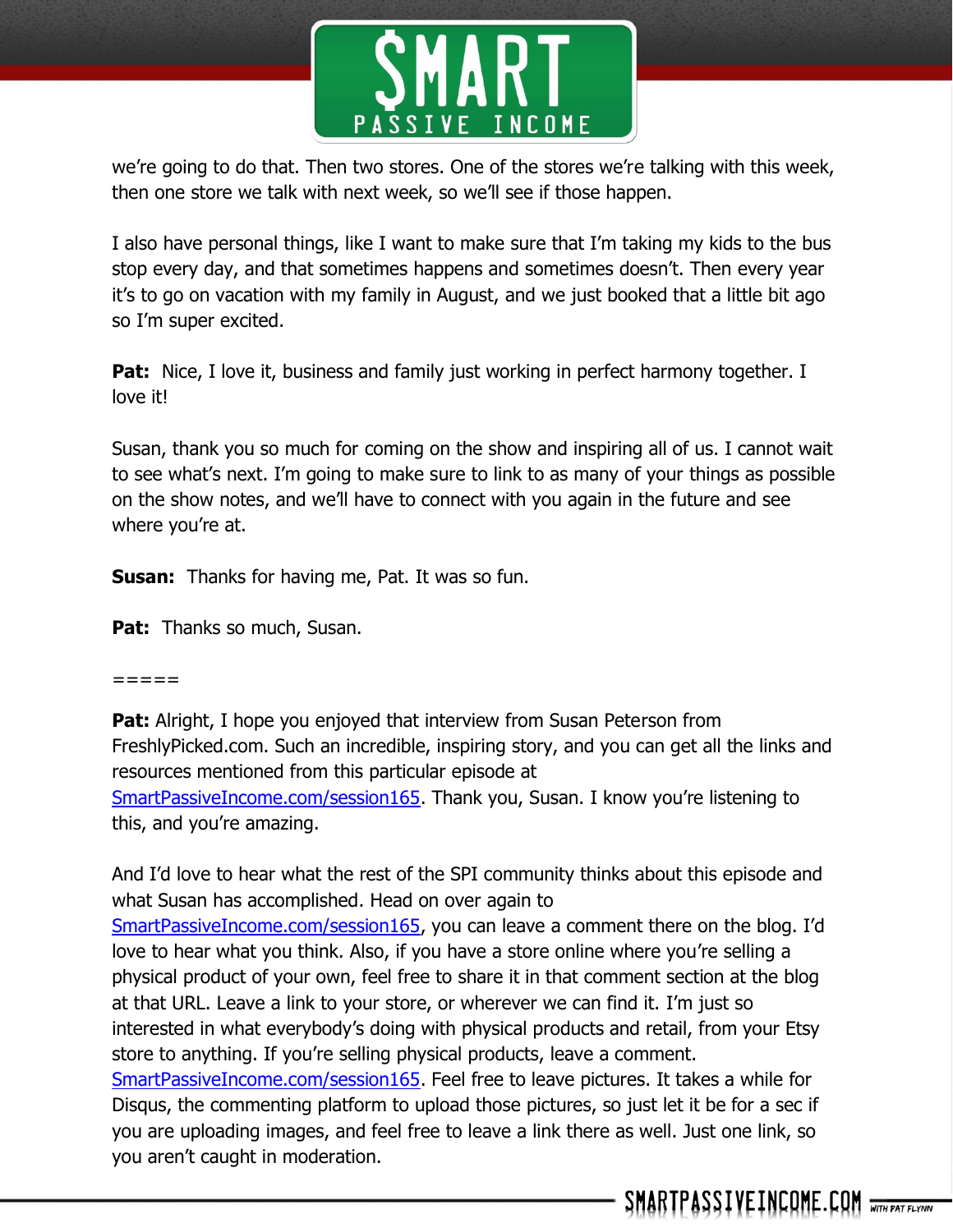we're going to do that. Then two stores. One of the stores we're talking with this week, then one store we talk with next week, so we'll see if those happen.

I also have personal things, like I want to make sure that I'm taking my kids to the bus stop every day, and that sometimes happens and sometimes doesn't. Then every year it's to go on vacation with my family in August, and we just booked that a little bit ago so I'm super excited.

**Pat:** Nice, I love it, business and family just working in perfect harmony together. I love it!

Susan, thank you so much for coming on the show and inspiring all of us. I cannot wait to see what's next. I'm going to make sure to link to as many of your things as possible on the show notes, and we'll have to connect with you again in the future and see where you're at.

**Susan:** Thanks for having me, Pat. It was so fun.

**Pat:** Thanks so much, Susan.

=====

**Pat:** Alright, I hope you enjoyed that interview from Susan Peterson from FreshlyPicked.com. Such an incredible, inspiring story, and you can get all the links and resources mentioned from this particular episode at SmartPassiveIncome.com/session165. Thank you, Susan. I know you're listening to this, and you're amazing.

And I'd love to hear what the rest of the SPI community thinks about this episode and what Susan has accomplished. Head on over again to SmartPassiveIncome.com/session165, you can leave a comment there on the blog. I'd love to hear what you think. Also, if you have a store online where you're selling a physical product of your own, feel free to share it in that comment section at the blog at that URL. Leave a link to your store, or wherever we can find it. I'm just so interested in what everybody's doing with physical products and retail, from your Etsy store to anything. If you're selling physical products, leave a comment. SmartPassiveIncome.com/session165. Feel free to leave pictures. It takes a while for Disqus, the commenting platform to upload those pictures, so just let it be for a sec if you are uploading images, and feel free to leave a link there as well. Just one link, so you aren't caught in moderation.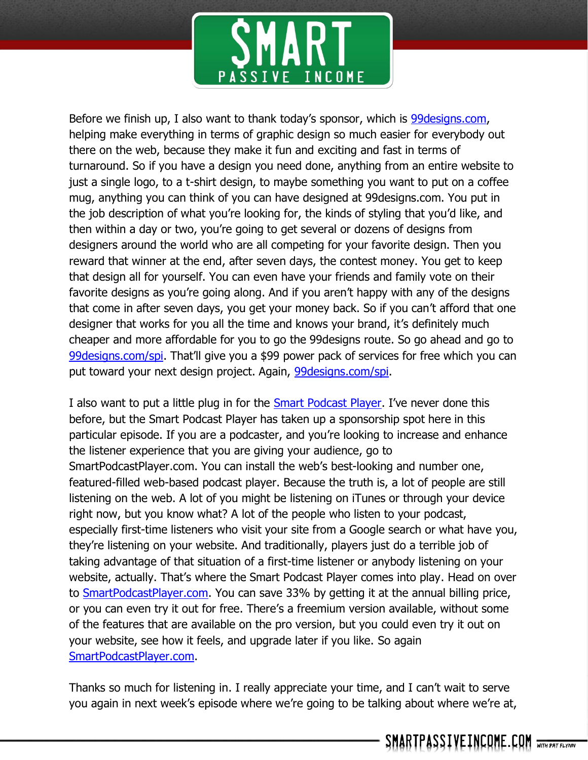Before we finish up, I also want to thank today's sponsor, which is [99designs.com](99designs.com), helping make everything in terms of graphic design so much easier for everybody out there on the web, because they make it fun and exciting and fast in terms of turnaround. So if you have a design you need done, anything from an entire website to just a single logo, to a t-shirt design, to maybe something you want to put on a coffee mug, anything you can think of you can have designed at 99designs.com. You put in the job description of what you're looking for, the kinds of styling that you'd like, and then within a day or two, you're going to get several or dozens of designs from designers around the world who are all competing for your favorite design. Then you reward that winner at the end, after seven days, the contest money. You get to keep that design all for yourself. You can even have your friends and family vote on their favorite designs as you're going along. And if you aren't happy with any of the designs that come in after seven days, you get your money back. So if you can't afford that one designer that works for you all the time and knows your brand, it's definitely much cheaper and more affordable for you to go the 99designs route. So go ahead and go to [99designs.com/spi](99designs.com/spi). That'll give you a $99 power pack of services for free which you can put toward your next design project. Again, [99designs.com/spi](99designs.com/spi).

I also want to put a little plug in for the [Smart Podcast Player](SmartPodcastPlayer.com). I've never done this before, but the Smart Podcast Player has taken up a sponsorship spot here in this particular episode. If you are a podcaster, and you're looking to increase and enhance the listener experience that you are giving your audience, go to SmartPodcastPlayer.com. You can install the web's best-looking and number one, featured-filled web-based podcast player. Because the truth is, a lot of people are still listening on the web. A lot of you might be listening on iTunes or through your device right now, but you know what? A lot of the people who listen to your podcast, especially first-time listeners who visit your site from a Google search or what have you, they're listening on your website. And traditionally, players just do a terrible job of taking advantage of that situation of a first-time listener or anybody listening on your website, actually. That's where the Smart Podcast Player comes into play. Head on over to [SmartPodcastPlayer.com](SmartPodcastPlayer.com). You can save 33% by getting it at the annual billing price, or you can even try it out for free. There's a freemium version available, without some of the features that are available on the pro version, but you could even try it out on your website, see how it feels, and upgrade later if you like. So again [SmartPodcastPlayer.com](SmartPodcastPlayer.com).

Thanks so much for listening in. I really appreciate your time, and I can't wait to serve you again in next week's episode where we're going to be talking about where we're at,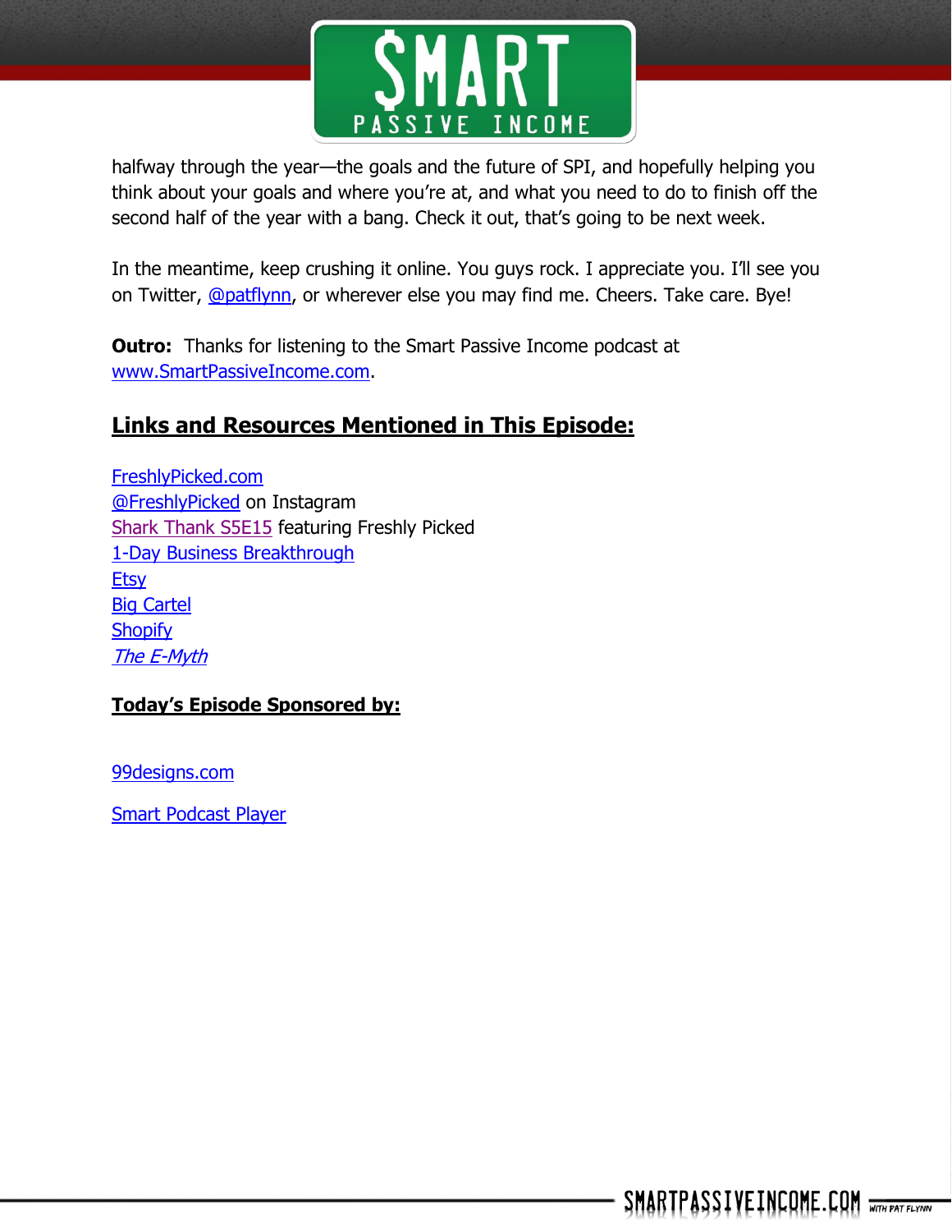halfway through the year—the goals and the future of SPI, and hopefully helping you think about your goals and where you're at, and what you need to do to finish off the second half of the year with a bang. Check it out, that's going to be next week.

In the meantime, keep crushing it online. You guys rock. I appreciate you. I'll see you on Twitter, @patflynn, or wherever else you may find me. Cheers. Take care. Bye!

**Outro:** Thanks for listening to the Smart Passive Income podcast at www.SmartPassiveIncome.com.

## Links and Resources Mentioned in This Episode:

FreshlyPicked.com
@FreshlyPicked on Instagram
Shark Thank S5E15 featuring Freshly Picked
1-Day Business Breakthrough
Etsy
Big Cartel
Shopify
*The E-Myth*

### Today's Episode Sponsored by:

99designs.com

Smart Podcast Player